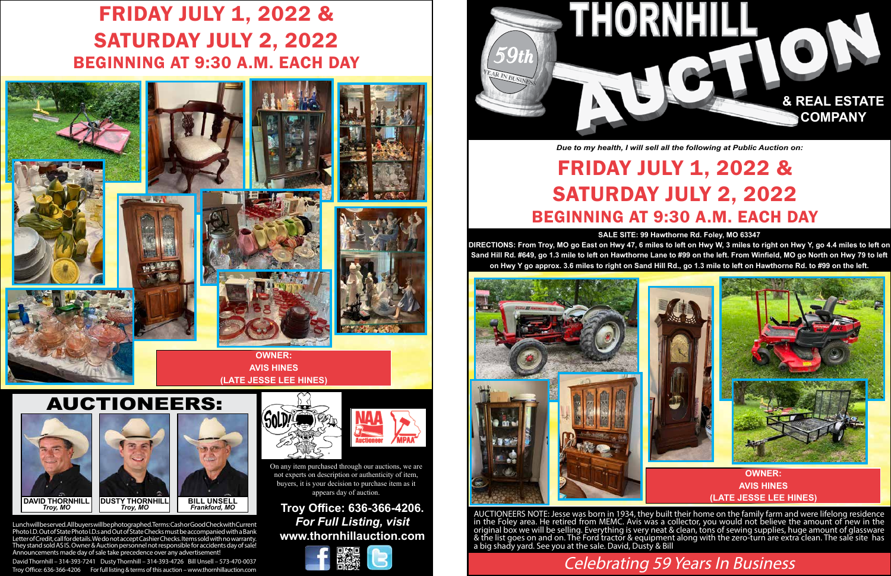# FRIDAY JULY 1, 2022 &
# SATURDAY JULY 2, 2022
## BEGINNING AT 9:30 A.M. EACH DAY

**OWNER:**
**AVIS HINES**
**(LATE JESSE LEE HINES)**

## AUCTIONEERS:

**DAVID THORNHILL**
*Troy, MO*

**DUSTY THORNHILL**
*Troy, MO*

**BILL UNSELL**
*Frankford, MO*

On any item purchased through our auctions, we are not experts on description or authenticity of item, buyers, it is your decision to purchase item as it appears day of auction.

**Troy Office: 636-366-4206.**
***For Full Listing, visit***
**www.thornhillauction.com**

Lunch will be served. All buyers will be photographed. Terms: Cash or Good Check with Current Photo I.D. Out of State Photo I.D.s and Out of State Checks must be accompanied with a Bank Letter of Credit, call for details. We do not accept Cashier Checks. Items sold with no warranty. They stand sold AS IS. Owner & Auction personnel not responsible for accidents day of sale! Announcements made day of sale take precedence over any advertisement!

David Thornhill – 314-393-7241 Dusty Thornhill – 314-393-4726 Bill Unsell – 573-470-0037
Troy Office: 636-366-4206 For full listing & terms of this auction – www.thornhillauction.com

# THORNHILL AUCTION
59th YEAR IN BUSINESS
**& REAL ESTATE COMPANY**

*Due to my health, I will sell all the following at Public Auction on:*

# FRIDAY JULY 1, 2022 &
# SATURDAY JULY 2, 2022
## BEGINNING AT 9:30 A.M. EACH DAY

**SALE SITE: 99 Hawthorne Rd. Foley, MO 63347**

**DIRECTIONS: From Troy, MO go East on Hwy 47, 6 miles to left on Hwy W, 3 miles to right on Hwy Y, go 4.4 miles to left on Sand Hill Rd. #649, go 1.3 mile to left on Hawthorne Lane to #99 on the left. From Winfield, MO go North on Hwy 79 to left on Hwy Y go approx. 3.6 miles to right on Sand Hill Rd., go 1.3 mile to left on Hawthorne Rd. to #99 on the left.**

**OWNER:**
**AVIS HINES**
**(LATE JESSE LEE HINES)**

AUCTIONEERS NOTE: Jesse was born in 1934, they built their home on the family farm and were lifelong residence in the Foley area. He retired from MEMC. Avis was a collector, you would not believe the amount of new in the original box we will be selling. Everything is very neat & clean, tons of sewing supplies, huge amount of glassware & the list goes on and on. The Ford tractor & equipment along with the zero-turn are extra clean. The sale site has a big shady yard. See you at the sale. David, Dusty & Bill

*Celebrating 59 Years In Business*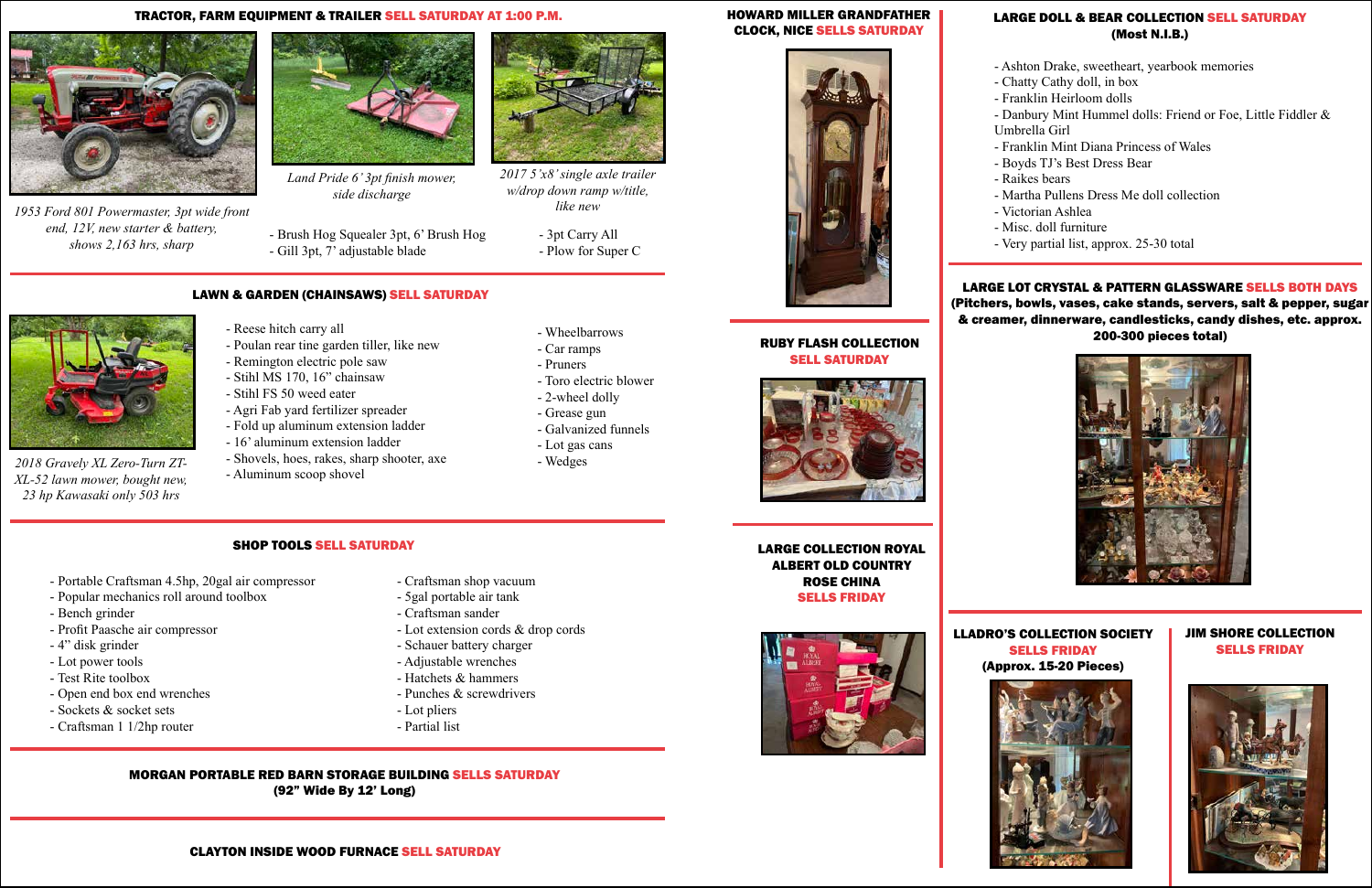## TRACTOR, FARM EQUIPMENT & TRAILER SELL SATURDAY AT 1:00 P.M.

*1953 Ford 801 Powermaster, 3pt wide front end, 12V, new starter & battery, shows 2,163 hrs, sharp*

*Land Pride 6' 3pt finish mower, side discharge*

*2017 5'x8' single axle trailer w/drop down ramp w/title, like new*

- Brush Hog Squealer 3pt, 6' Brush Hog
- Gill 3pt, 7' adjustable blade
- 3pt Carry All
- Plow for Super C

## LAWN & GARDEN (CHAINSAWS) SELL SATURDAY

*2018 Gravely XL Zero-Turn ZT-XL-52 lawn mower, bought new, 23 hp Kawasaki only 503 hrs*

- Reese hitch carry all
- Poulan rear tine garden tiller, like new
- Remington electric pole saw
- Stihl MS 170, 16" chainsaw
- Stihl FS 50 weed eater
- Agri Fab yard fertilizer spreader
- Fold up aluminum extension ladder
- 16' aluminum extension ladder
- Shovels, hoes, rakes, sharp shooter, axe
- Aluminum scoop shovel
- Wheelbarrows
- Car ramps
- Pruners
- Toro electric blower
- 2-wheel dolly
- Grease gun
- Galvanized funnels
- Lot gas cans
- Wedges

## SHOP TOOLS SELL SATURDAY

- Portable Craftsman 4.5hp, 20gal air compressor
- Popular mechanics roll around toolbox
- Bench grinder
- Profit Paasche air compressor
- 4" disk grinder
- Lot power tools
- Test Rite toolbox
- Open end box end wrenches
- Sockets & socket sets
- Craftsman 1 1/2hp router
- Craftsman shop vacuum
- 5gal portable air tank
- Craftsman sander
- Lot extension cords & drop cords
- Schauer battery charger
- Adjustable wrenches
- Hatchets & hammers
- Punches & screwdrivers
- Lot pliers
- Partial list

## MORGAN PORTABLE RED BARN STORAGE BUILDING SELLS SATURDAY
**(92" Wide By 12' Long)**

## CLAYTON INSIDE WOOD FURNACE SELL SATURDAY

## HOWARD MILLER GRANDFATHER CLOCK, NICE SELLS SATURDAY

## RUBY FLASH COLLECTION SELL SATURDAY

## LARGE COLLECTION ROYAL ALBERT OLD COUNTRY ROSE CHINA SELLS FRIDAY

## LARGE DOLL & BEAR COLLECTION SELL SATURDAY
**(Most N.I.B.)**

- Ashton Drake, sweetheart, yearbook memories
- Chatty Cathy doll, in box
- Franklin Heirloom dolls
- Danbury Mint Hummel dolls: Friend or Foe, Little Fiddler & Umbrella Girl
- Franklin Mint Diana Princess of Wales
- Boyds TJ's Best Dress Bear
- Raikes bears
- Martha Pullens Dress Me doll collection
- Victorian Ashlea
- Misc. doll furniture
- Very partial list, approx. 25-30 total

## LARGE LOT CRYSTAL & PATTERN GLASSWARE SELLS BOTH DAYS
**(Pitchers, bowls, vases, cake stands, servers, salt & pepper, sugar & creamer, dinnerware, candlesticks, candy dishes, etc. approx. 200-300 pieces total)**

## LLADRO'S COLLECTION SOCIETY SELLS FRIDAY
**(Approx. 15-20 Pieces)**

## JIM SHORE COLLECTION SELLS FRIDAY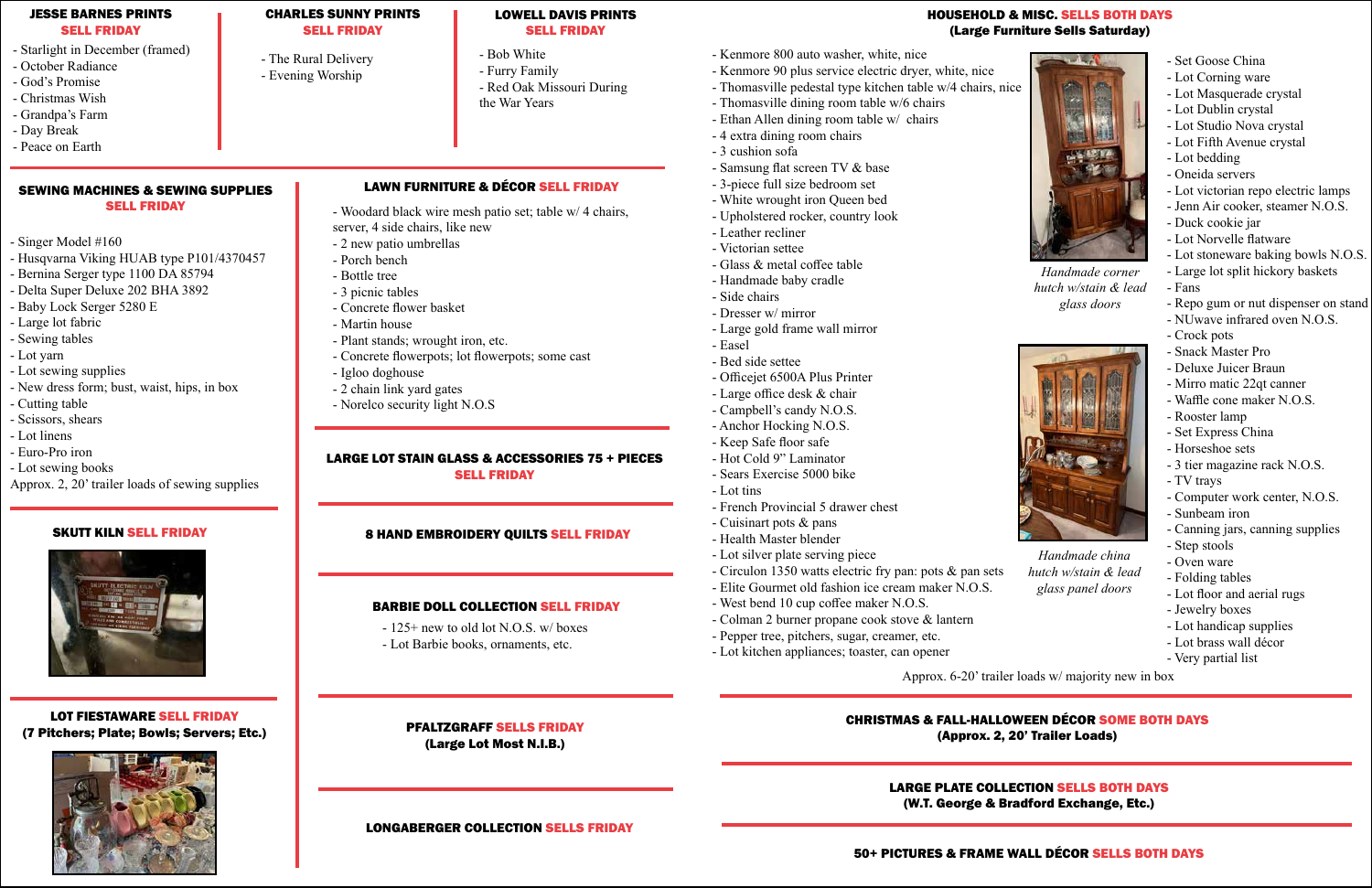## JESSE BARNES PRINTS SELL FRIDAY

- Starlight in December (framed)
- October Radiance
- God's Promise
- Christmas Wish
- Grandpa's Farm
- Day Break
- Peace on Earth

## CHARLES SUNNY PRINTS SELL FRIDAY

- The Rural Delivery
- Evening Worship

## LOWELL DAVIS PRINTS SELL FRIDAY

- Bob White
- Furry Family
- Red Oak Missouri During the War Years

## SEWING MACHINES & SEWING SUPPLIES SELL FRIDAY

- Singer Model #160
- Husqvarna Viking HUAB type P101/4370457
- Bernina Serger type 1100 DA 85794
- Delta Super Deluxe 202 BHA 3892
- Baby Lock Serger 5280 E
- Large lot fabric
- Sewing tables
- Lot yarn
- Lot sewing supplies
- New dress form; bust, waist, hips, in box
- Cutting table
- Scissors, shears
- Lot linens
- Euro-Pro iron
- Lot sewing books

Approx. 2, 20' trailer loads of sewing supplies

## SKUTT KILN SELL FRIDAY

## LOT FIESTAWARE SELL FRIDAY
(7 Pitchers; Plate; Bowls; Servers; Etc.)

## LAWN FURNITURE & DÉCOR SELL FRIDAY

- Woodard black wire mesh patio set; table w/ 4 chairs, server, 4 side chairs, like new
- 2 new patio umbrellas
- Porch bench
- Bottle tree
- 3 picnic tables
- Concrete flower basket
- Martin house
- Plant stands; wrought iron, etc.
- Concrete flowerpots; lot flowerpots; some cast
- Igloo doghouse
- 2 chain link yard gates
- Norelco security light N.O.S

## LARGE LOT STAIN GLASS & ACCESSORIES 75 + PIECES SELL FRIDAY

## 8 HAND EMBROIDERY QUILTS SELL FRIDAY

## BARBIE DOLL COLLECTION SELL FRIDAY

- 125+ new to old lot N.O.S. w/ boxes
- Lot Barbie books, ornaments, etc.

## PFALTZGRAFF SELLS FRIDAY
(Large Lot Most N.I.B.)

## LONGABERGER COLLECTION SELLS FRIDAY

## HOUSEHOLD & MISC. SELLS BOTH DAYS
(Large Furniture Sells Saturday)

- Kenmore 800 auto washer, white, nice
- Kenmore 90 plus service electric dryer, white, nice
- Thomasville pedestal type kitchen table w/4 chairs, nice
- Thomasville dining room table w/6 chairs
- Ethan Allen dining room table w/ chairs
- 4 extra dining room chairs
- 3 cushion sofa
- Samsung flat screen TV & base
- 3-piece full size bedroom set
- White wrought iron Queen bed
- Upholstered rocker, country look
- Leather recliner
- Victorian settee
- Glass & metal coffee table
- Handmade baby cradle
- Side chairs
- Dresser w/ mirror
- Large gold frame wall mirror
- Easel
- Bed side settee
- Officejet 6500A Plus Printer
- Large office desk & chair
- Campbell's candy N.O.S.
- Anchor Hocking N.O.S.
- Keep Safe floor safe
- Hot Cold 9" Laminator
- Sears Exercise 5000 bike
- Lot tins
- French Provincial 5 drawer chest
- Cuisinart pots & pans
- Health Master blender
- Lot silver plate serving piece
- Circulon 1350 watts electric fry pan: pots & pan sets
- Elite Gourmet old fashion ice cream maker N.O.S.
- West bend 10 cup coffee maker N.O.S.
- Colman 2 burner propane cook stove & lantern
- Pepper tree, pitchers, sugar, creamer, etc.
- Lot kitchen appliances; toaster, can opener

*Handmade corner hutch w/stain & lead glass doors*

*Handmade china hutch w/stain & lead glass panel doors*

- Set Goose China
- Lot Corning ware
- Lot Masquerade crystal
- Lot Dublin crystal
- Lot Studio Nova crystal
- Lot Fifth Avenue crystal
- Lot bedding
- Oneida servers
- Lot victorian repo electric lamps
- Jenn Air cooker, steamer N.O.S.
- Duck cookie jar
- Lot Norvelle flatware
- Lot stoneware baking bowls N.O.S.
- Large lot split hickory baskets
- Repo gum or nut dispenser on stand
- NUwave infrared oven N.O.S.
- Crock pots
- Snack Master Pro
- Deluxe Juicer Braun
- Mirro matic 22qt canner
- Waffle cone maker N.O.S.
- Rooster lamp
- Set Express China
- Horseshoe sets
- 3 tier magazine rack N.O.S.
- TV trays
- Computer work center, N.O.S.
- Sunbeam iron
- Canning jars, canning supplies
- Step stools
- Oven ware
- Folding tables
- Lot floor and aerial rugs
- Jewelry boxes
- Lot handicap supplies
- Lot brass wall décor
- Very partial list

Approx. 6-20' trailer loads w/ majority new in box

## CHRISTMAS & FALL-HALLOWEEN DÉCOR SOME BOTH DAYS
(Approx. 2, 20' Trailer Loads)

## LARGE PLATE COLLECTION SELLS BOTH DAYS
(W.T. George & Bradford Exchange, Etc.)

## 50+ PICTURES & FRAME WALL DÉCOR SELLS BOTH DAYS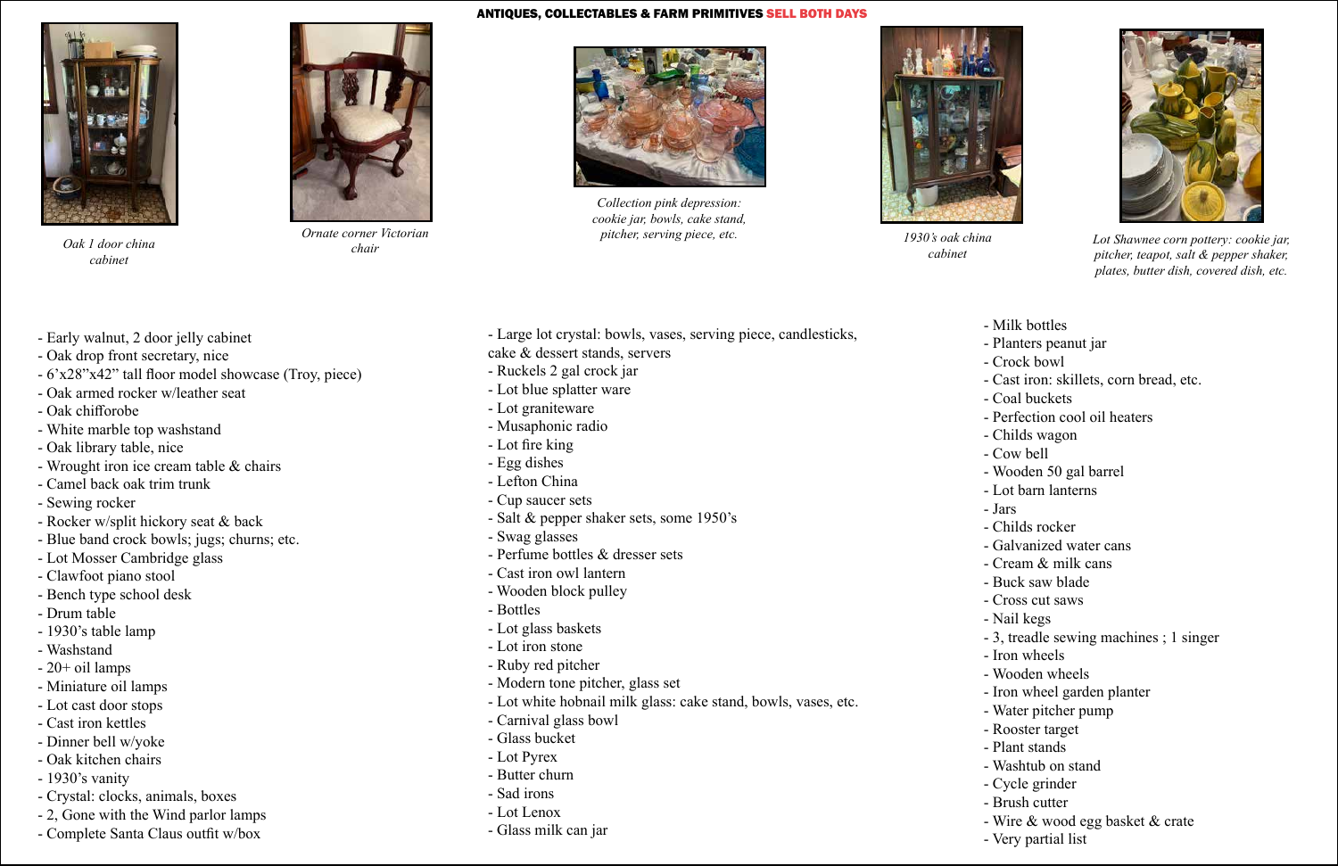## ANTIQUES, COLLECTABLES & FARM PRIMITIVES **SELL BOTH DAYS**

*Oak 1 door china cabinet*

*Ornate corner Victorian chair*

*Collection pink depression: cookie jar, bowls, cake stand, pitcher, serving piece, etc.*

*1930's oak china cabinet*

*Lot Shawnee corn pottery: cookie jar, pitcher, teapot, salt & pepper shaker, plates, butter dish, covered dish, etc.*

- Early walnut, 2 door jelly cabinet
- Oak drop front secretary, nice
- 6'x28"x42" tall floor model showcase (Troy, piece)
- Oak armed rocker w/leather seat
- Oak chifforobe
- White marble top washstand
- Oak library table, nice
- Wrought iron ice cream table & chairs
- Camel back oak trim trunk
- Sewing rocker
- Rocker w/split hickory seat & back
- Blue band crock bowls; jugs; churns; etc.
- Lot Mosser Cambridge glass
- Clawfoot piano stool
- Bench type school desk
- Drum table
- 1930's table lamp
- Washstand
- 20+ oil lamps
- Miniature oil lamps
- Lot cast door stops
- Cast iron kettles
- Dinner bell w/yoke
- Oak kitchen chairs
- 1930's vanity
- Crystal: clocks, animals, boxes
- 2, Gone with the Wind parlor lamps
- Complete Santa Claus outfit w/box
- Large lot crystal: bowls, vases, serving piece, candlesticks, cake & dessert stands, servers
- Ruckels 2 gal crock jar
- Lot blue splatter ware
- Lot graniteware
- Musaphonic radio
- Lot fire king
- Egg dishes
- Lefton China
- Cup saucer sets
- Salt & pepper shaker sets, some 1950's
- Swag glasses
- Perfume bottles & dresser sets
- Cast iron owl lantern
- Wooden block pulley
- Bottles
- Lot glass baskets
- Lot iron stone
- Ruby red pitcher
- Modern tone pitcher, glass set
- Lot white hobnail milk glass: cake stand, bowls, vases, etc.
- Carnival glass bowl
- Glass bucket
- Lot Pyrex
- Butter churn
- Sad irons
- Lot Lenox
- Glass milk can jar
- Milk bottles
- Planters peanut jar
- Crock bowl
- Cast iron: skillets, corn bread, etc.
- Coal buckets
- Perfection cool oil heaters
- Childs wagon
- Cow bell
- Wooden 50 gal barrel
- Lot barn lanterns
- Jars
- Childs rocker
- Galvanized water cans
- Cream & milk cans
- Buck saw blade
- Cross cut saws
- Nail kegs
- 3, treadle sewing machines ; 1 singer
- Iron wheels
- Wooden wheels
- Iron wheel garden planter
- Water pitcher pump
- Rooster target
- Plant stands
- Washtub on stand
- Cycle grinder
- Brush cutter
- Wire & wood egg basket & crate
- Very partial list